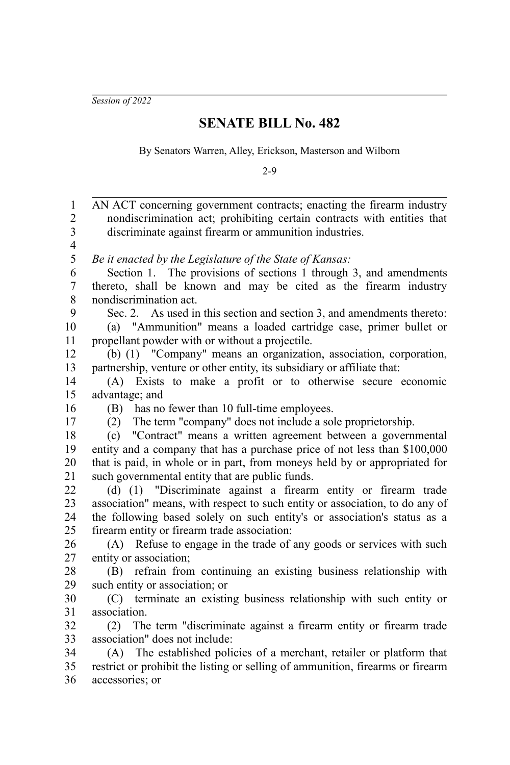*Session of 2022*

# SENATE BILL No. 482

By Senators Warren, Alley, Erickson, Masterson and Wilborn

2-9

AN ACT concerning government contracts; enacting the firearm industry nondiscrimination act; prohibiting certain contracts with entities that discriminate against firearm or ammunition industries.

*Be it enacted by the Legislature of the State of Kansas:*

Section 1. The provisions of sections 1 through 3, and amendments thereto, shall be known and may be cited as the firearm industry nondiscrimination act.

Sec. 2. As used in this section and section 3, and amendments thereto:

(a) "Ammunition" means a loaded cartridge case, primer bullet or propellant powder with or without a projectile.

(b) (1) "Company" means an organization, association, corporation, partnership, venture or other entity, its subsidiary or affiliate that:

(A) Exists to make a profit or to otherwise secure economic advantage; and

(B) has no fewer than 10 full-time employees.

(2) The term "company" does not include a sole proprietorship.

(c) "Contract" means a written agreement between a governmental entity and a company that has a purchase price of not less than $100,000 that is paid, in whole or in part, from moneys held by or appropriated for such governmental entity that are public funds.

(d) (1) "Discriminate against a firearm entity or firearm trade association" means, with respect to such entity or association, to do any of the following based solely on such entity's or association's status as a firearm entity or firearm trade association:

(A) Refuse to engage in the trade of any goods or services with such entity or association;

(B) refrain from continuing an existing business relationship with such entity or association; or

(C) terminate an existing business relationship with such entity or association.

(2) The term "discriminate against a firearm entity or firearm trade association" does not include:

(A) The established policies of a merchant, retailer or platform that restrict or prohibit the listing or selling of ammunition, firearms or firearm accessories; or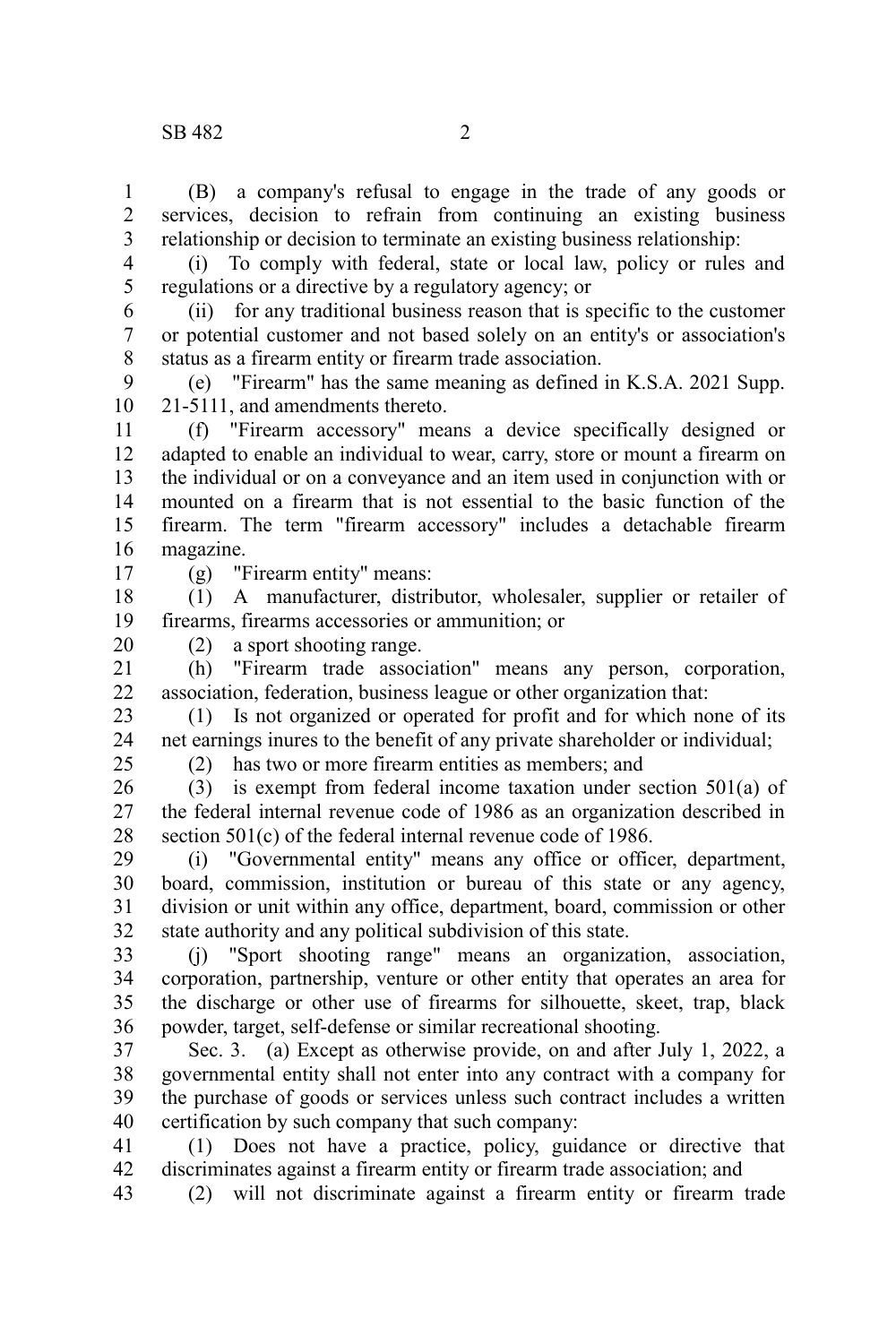(B) a company's refusal to engage in the trade of any goods or services, decision to refrain from continuing an existing business relationship or decision to terminate an existing business relationship:

(i) To comply with federal, state or local law, policy or rules and regulations or a directive by a regulatory agency; or

(ii) for any traditional business reason that is specific to the customer or potential customer and not based solely on an entity's or association's status as a firearm entity or firearm trade association.

(e) "Firearm" has the same meaning as defined in K.S.A. 2021 Supp. 21-5111, and amendments thereto.

(f) "Firearm accessory" means a device specifically designed or adapted to enable an individual to wear, carry, store or mount a firearm on the individual or on a conveyance and an item used in conjunction with or mounted on a firearm that is not essential to the basic function of the firearm. The term "firearm accessory" includes a detachable firearm magazine.

(g) "Firearm entity" means:

(1) A manufacturer, distributor, wholesaler, supplier or retailer of firearms, firearms accessories or ammunition; or

(2) a sport shooting range.

(h) "Firearm trade association" means any person, corporation, association, federation, business league or other organization that:

(1) Is not organized or operated for profit and for which none of its net earnings inures to the benefit of any private shareholder or individual;

(2) has two or more firearm entities as members; and

(3) is exempt from federal income taxation under section 501(a) of the federal internal revenue code of 1986 as an organization described in section 501(c) of the federal internal revenue code of 1986.

(i) "Governmental entity" means any office or officer, department, board, commission, institution or bureau of this state or any agency, division or unit within any office, department, board, commission or other state authority and any political subdivision of this state.

(j) "Sport shooting range" means an organization, association, corporation, partnership, venture or other entity that operates an area for the discharge or other use of firearms for silhouette, skeet, trap, black powder, target, self-defense or similar recreational shooting.

Sec. 3. (a) Except as otherwise provide, on and after July 1, 2022, a governmental entity shall not enter into any contract with a company for the purchase of goods or services unless such contract includes a written certification by such company that such company:

(1) Does not have a practice, policy, guidance or directive that discriminates against a firearm entity or firearm trade association; and

(2) will not discriminate against a firearm entity or firearm trade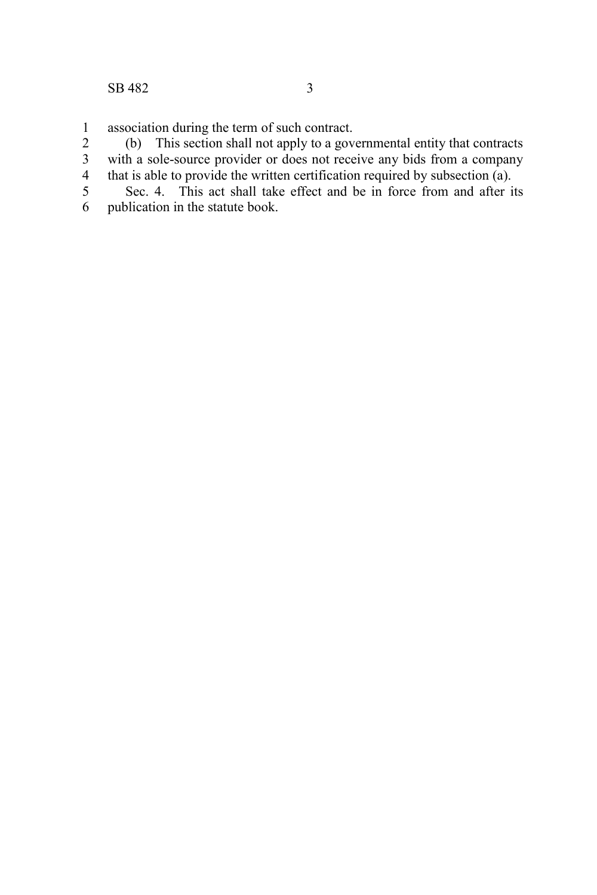association during the term of such contract.

(b) This section shall not apply to a governmental entity that contracts with a sole-source provider or does not receive any bids from a company that is able to provide the written certification required by subsection (a).

Sec. 4. This act shall take effect and be in force from and after its publication in the statute book.